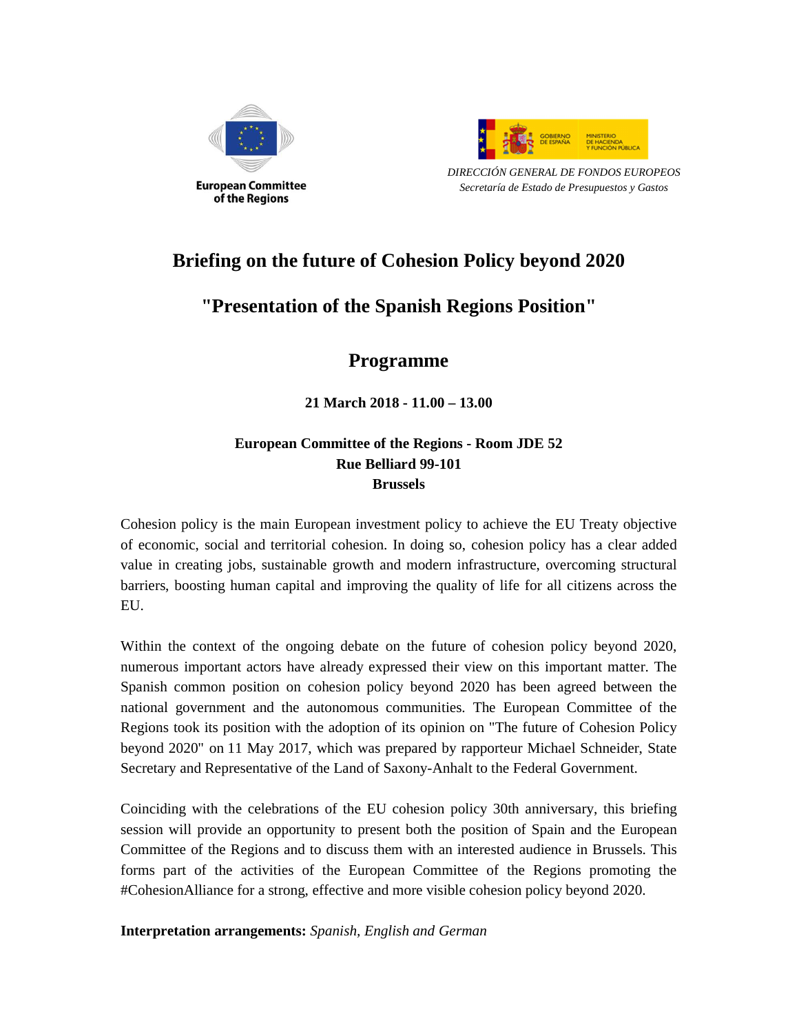European Committee of the Regions

GOBIERNO DE ESPAÑA — MINISTERIO DE HACIENDA Y FUNCIÓN PÚBLICA

*DIRECCIÓN GENERAL DE FONDOS EUROPEOS*
*Secretaría de Estado de Presupuestos y Gastos*

# Briefing on the future of Cohesion Policy beyond 2020

## "Presentation of the Spanish Regions Position"

## Programme

**21 March 2018 - 11.00 – 13.00**

**European Committee of the Regions - Room JDE 52**
**Rue Belliard 99-101**
**Brussels**

Cohesion policy is the main European investment policy to achieve the EU Treaty objective of economic, social and territorial cohesion. In doing so, cohesion policy has a clear added value in creating jobs, sustainable growth and modern infrastructure, overcoming structural barriers, boosting human capital and improving the quality of life for all citizens across the EU.

Within the context of the ongoing debate on the future of cohesion policy beyond 2020, numerous important actors have already expressed their view on this important matter. The Spanish common position on cohesion policy beyond 2020 has been agreed between the national government and the autonomous communities. The European Committee of the Regions took its position with the adoption of its opinion on "The future of Cohesion Policy beyond 2020" on 11 May 2017, which was prepared by rapporteur Michael Schneider, State Secretary and Representative of the Land of Saxony-Anhalt to the Federal Government.

Coinciding with the celebrations of the EU cohesion policy 30th anniversary, this briefing session will provide an opportunity to present both the position of Spain and the European Committee of the Regions and to discuss them with an interested audience in Brussels. This forms part of the activities of the European Committee of the Regions promoting the #CohesionAlliance for a strong, effective and more visible cohesion policy beyond 2020.

**Interpretation arrangements:** *Spanish, English and German*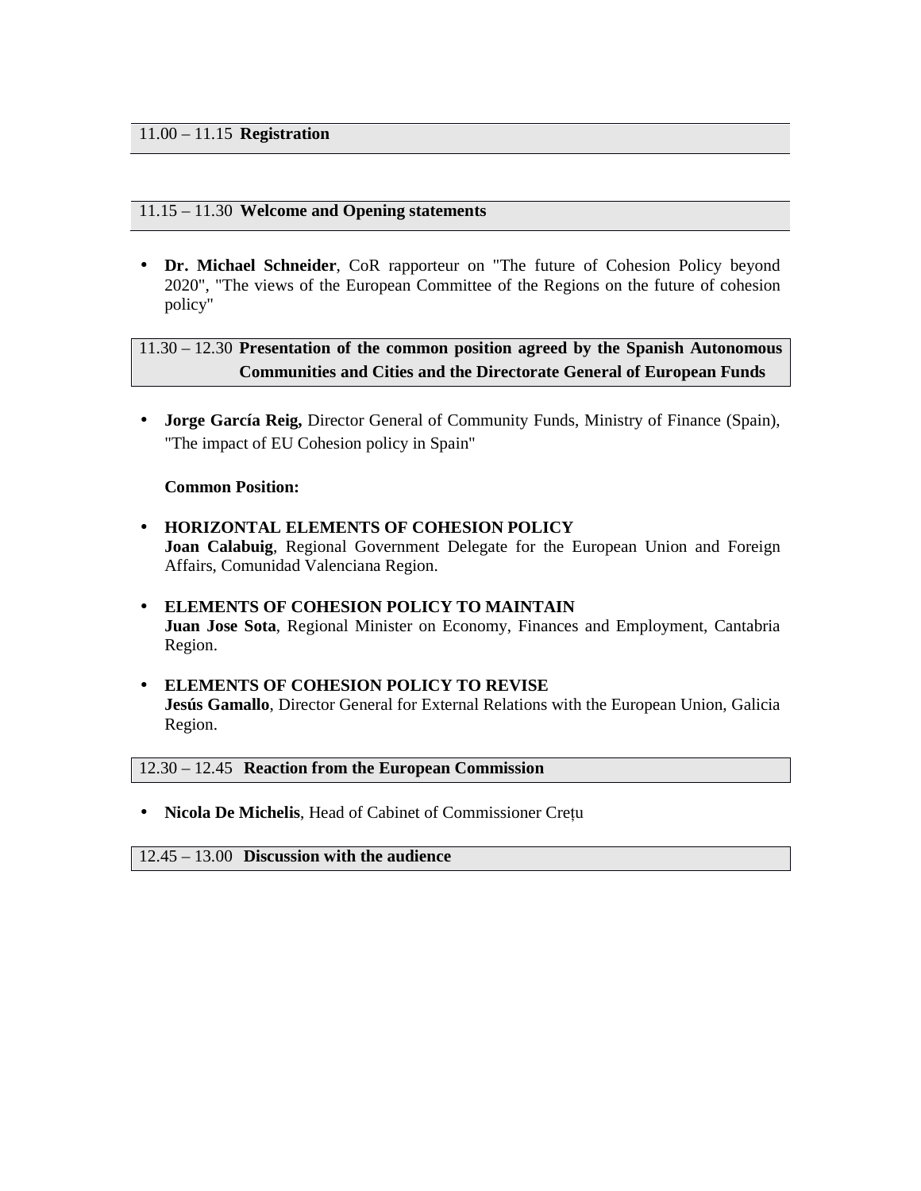11.00 – 11.15 **Registration**

11.15 – 11.30 **Welcome and Opening statements**

- **Dr. Michael Schneider**, CoR rapporteur on "The future of Cohesion Policy beyond 2020", "The views of the European Committee of the Regions on the future of cohesion policy"

11.30 – 12.30 **Presentation of the common position agreed by the Spanish Autonomous Communities and Cities and the Directorate General of European Funds**

- **Jorge García Reig,** Director General of Community Funds, Ministry of Finance (Spain), "The impact of EU Cohesion policy in Spain"

**Common Position:**

- **HORIZONTAL ELEMENTS OF COHESION POLICY**
  **Joan Calabuig**, Regional Government Delegate for the European Union and Foreign Affairs, Comunidad Valenciana Region.

- **ELEMENTS OF COHESION POLICY TO MAINTAIN**
  **Juan Jose Sota**, Regional Minister on Economy, Finances and Employment, Cantabria Region.

- **ELEMENTS OF COHESION POLICY TO REVISE**
  **Jesús Gamallo**, Director General for External Relations with the European Union, Galicia Region.

12.30 – 12.45 **Reaction from the European Commission**

- **Nicola De Michelis**, Head of Cabinet of Commissioner Crețu

12.45 – 13.00 **Discussion with the audience**